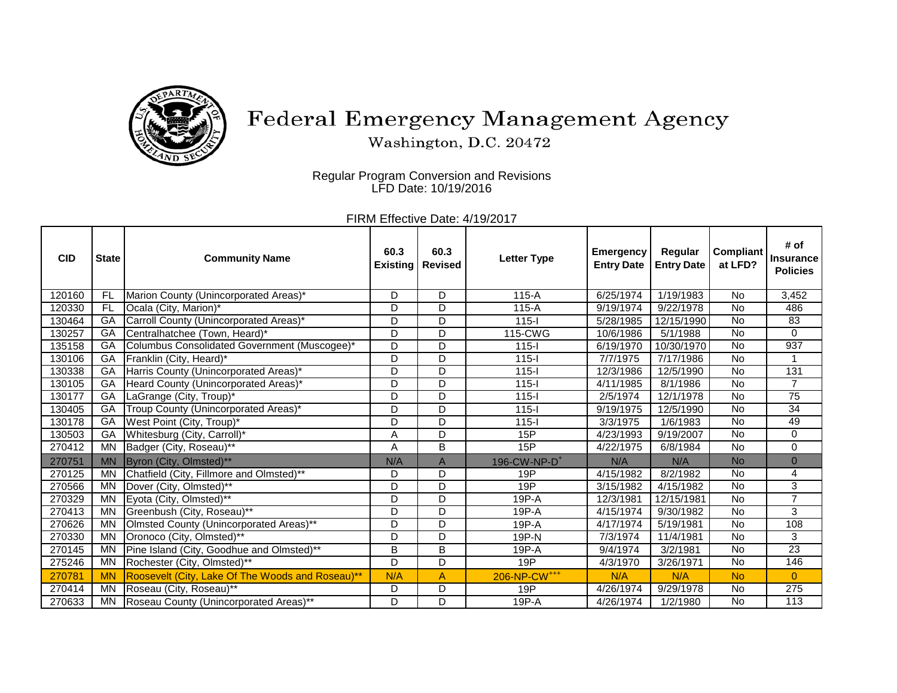# Federal Emergency Management Agency

Washington, D.C. 20472

Regular Program Conversion and Revisions
LFD Date: 10/19/2016

FIRM Effective Date: 4/19/2017

| CID | State | Community Name | 60.3 Existing | 60.3 Revised | Letter Type | Emergency Entry Date | Regular Entry Date | Compliant at LFD? | # of Insurance Policies |
|---|---|---|---|---|---|---|---|---|---|
| 120160 | FL | Marion County (Unincorporated Areas)* | D | D | 115-A | 6/25/1974 | 1/19/1983 | No | 3,452 |
| 120330 | FL | Ocala (City, Marion)* | D | D | 115-A | 9/19/1974 | 9/22/1978 | No | 486 |
| 130464 | GA | Carroll County (Unincorporated Areas)* | D | D | 115-I | 5/28/1985 | 12/15/1990 | No | 83 |
| 130257 | GA | Centralhatchee (Town, Heard)* | D | D | 115-CWG | 10/6/1986 | 5/1/1988 | No | 0 |
| 135158 | GA | Columbus Consolidated Government (Muscogee)* | D | D | 115-I | 6/19/1970 | 10/30/1970 | No | 937 |
| 130106 | GA | Franklin (City, Heard)* | D | D | 115-I | 7/7/1975 | 7/17/1986 | No | 1 |
| 130338 | GA | Harris County (Unincorporated Areas)* | D | D | 115-I | 12/3/1986 | 12/5/1990 | No | 131 |
| 130105 | GA | Heard County (Unincorporated Areas)* | D | D | 115-I | 4/11/1985 | 8/1/1986 | No | 7 |
| 130177 | GA | LaGrange (City, Troup)* | D | D | 115-I | 2/5/1974 | 12/1/1978 | No | 75 |
| 130405 | GA | Troup County (Unincorporated Areas)* | D | D | 115-I | 9/19/1975 | 12/5/1990 | No | 34 |
| 130178 | GA | West Point (City, Troup)* | D | D | 115-I | 3/3/1975 | 1/6/1983 | No | 49 |
| 130503 | GA | Whitesburg (City, Carroll)* | A | D | 15P | 4/23/1993 | 9/19/2007 | No | 0 |
| 270412 | MN | Badger (City, Roseau)** | A | B | 15P | 4/22/1975 | 6/8/1984 | No | 0 |
| 270751 | MN | Byron (City, Olmsted)** | N/A | A | 196-CW-NP-D[+] | N/A | N/A | No | 0 |
| 270125 | MN | Chatfield (City, Fillmore and Olmsted)** | D | D | 19P | 4/15/1982 | 8/2/1982 | No | 4 |
| 270566 | MN | Dover (City, Olmsted)** | D | D | 19P | 3/15/1982 | 4/15/1982 | No | 3 |
| 270329 | MN | Eyota (City, Olmsted)** | D | D | 19P-A | 12/3/1981 | 12/15/1981 | No | 7 |
| 270413 | MN | Greenbush (City, Roseau)** | D | D | 19P-A | 4/15/1974 | 9/30/1982 | No | 3 |
| 270626 | MN | Olmsted County (Unincorporated Areas)** | D | D | 19P-A | 4/17/1974 | 5/19/1981 | No | 108 |
| 270330 | MN | Oronoco (City, Olmsted)** | D | D | 19P-N | 7/3/1974 | 11/4/1981 | No | 3 |
| 270145 | MN | Pine Island (City, Goodhue and Olmsted)** | B | B | 19P-A | 9/4/1974 | 3/2/1981 | No | 23 |
| 275246 | MN | Rochester (City, Olmsted)** | D | D | 19P | 4/3/1970 | 3/26/1971 | No | 146 |
| 270781 | MN | Roosevelt (City, Lake Of The Woods and Roseau)** | N/A | A | 206-NP-CW[+++] | N/A | N/A | No | 0 |
| 270414 | MN | Roseau (City, Roseau)** | D | D | 19P | 4/26/1974 | 9/29/1978 | No | 275 |
| 270633 | MN | Roseau County (Unincorporated Areas)** | D | D | 19P-A | 4/26/1974 | 1/2/1980 | No | 113 |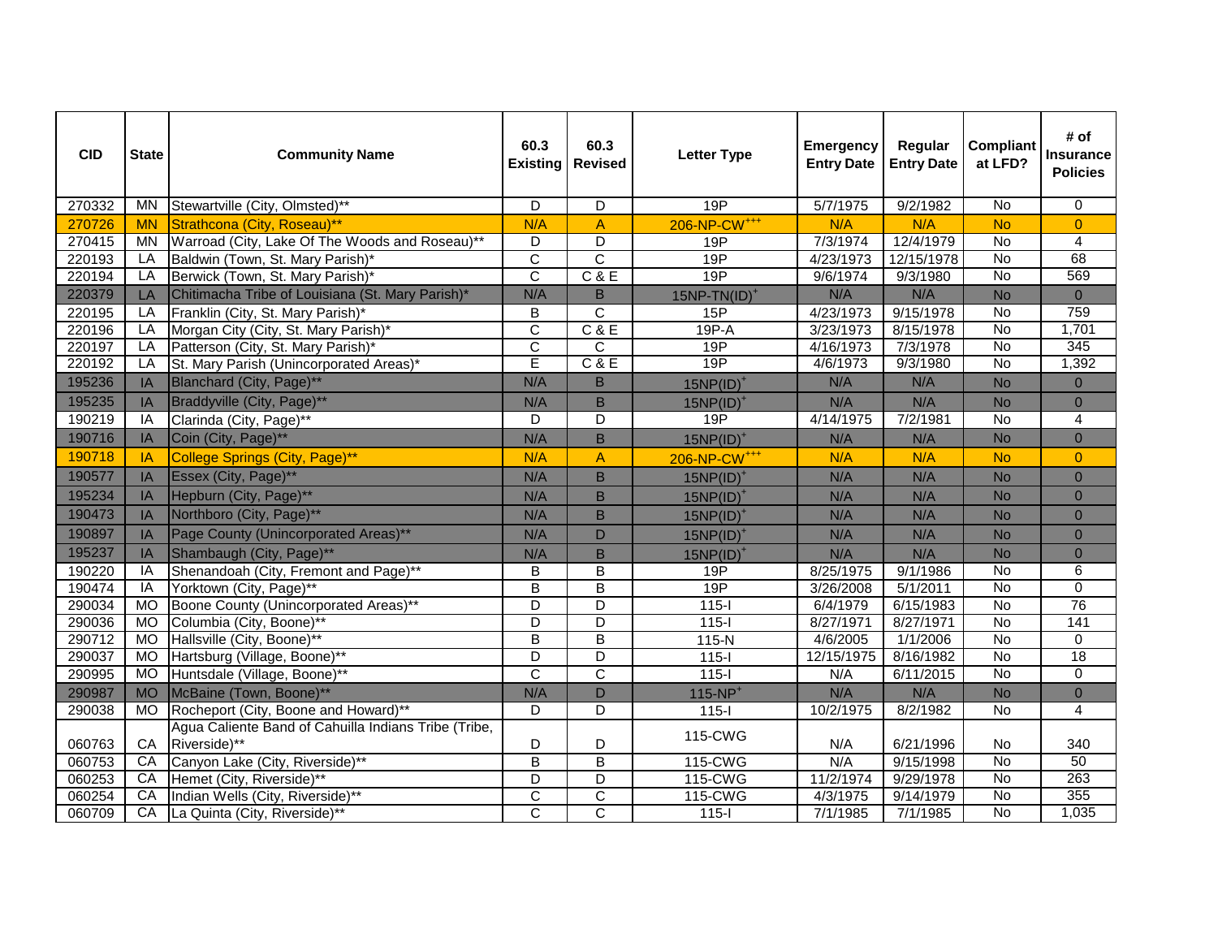| CID | State | Community Name | 60.3 Existing | 60.3 Revised | Letter Type | Emergency Entry Date | Regular Entry Date | Compliant at LFD? | # of Insurance Policies |
|---|---|---|---|---|---|---|---|---|---|
| 270332 | MN | Stewartville (City, Olmsted)** | D | D | 19P | 5/7/1975 | 9/2/1982 | No | 0 |
| 270726 | MN | Strathcona (City, Roseau)** | N/A | A | 206-NP-CW+++ | N/A | N/A | No | 0 |
| 270415 | MN | Warroad (City, Lake Of The Woods and Roseau)** | D | D | 19P | 7/3/1974 | 12/4/1979 | No | 4 |
| 220193 | LA | Baldwin (Town, St. Mary Parish)* | C | C | 19P | 4/23/1973 | 12/15/1978 | No | 68 |
| 220194 | LA | Berwick (Town, St. Mary Parish)* | C | C & E | 19P | 9/6/1974 | 9/3/1980 | No | 569 |
| 220379 | LA | Chitimacha Tribe of Louisiana (St. Mary Parish)* | N/A | B | 15NP-TN(ID)+ | N/A | N/A | No | 0 |
| 220195 | LA | Franklin (City, St. Mary Parish)* | B | C | 15P | 4/23/1973 | 9/15/1978 | No | 759 |
| 220196 | LA | Morgan City (City, St. Mary Parish)* | C | C & E | 19P-A | 3/23/1973 | 8/15/1978 | No | 1,701 |
| 220197 | LA | Patterson (City, St. Mary Parish)* | C | C | 19P | 4/16/1973 | 7/3/1978 | No | 345 |
| 220192 | LA | St. Mary Parish (Unincorporated Areas)* | E | C & E | 19P | 4/6/1973 | 9/3/1980 | No | 1,392 |
| 195236 | IA | Blanchard (City, Page)** | N/A | B | 15NP(ID)+ | N/A | N/A | No | 0 |
| 195235 | IA | Braddyville (City, Page)** | N/A | B | 15NP(ID)+ | N/A | N/A | No | 0 |
| 190219 | IA | Clarinda (City, Page)** | D | D | 19P | 4/14/1975 | 7/2/1981 | No | 4 |
| 190716 | IA | Coin (City, Page)** | N/A | B | 15NP(ID)+ | N/A | N/A | No | 0 |
| 190718 | IA | College Springs (City, Page)** | N/A | A | 206-NP-CW+++ | N/A | N/A | No | 0 |
| 190577 | IA | Essex (City, Page)** | N/A | B | 15NP(ID)+ | N/A | N/A | No | 0 |
| 195234 | IA | Hepburn (City, Page)** | N/A | B | 15NP(ID)+ | N/A | N/A | No | 0 |
| 190473 | IA | Northboro (City, Page)** | N/A | B | 15NP(ID)+ | N/A | N/A | No | 0 |
| 190897 | IA | Page County (Unincorporated Areas)** | N/A | D | 15NP(ID)+ | N/A | N/A | No | 0 |
| 195237 | IA | Shambaugh (City, Page)** | N/A | B | 15NP(ID)+ | N/A | N/A | No | 0 |
| 190220 | IA | Shenandoah (City, Fremont and Page)** | B | B | 19P | 8/25/1975 | 9/1/1986 | No | 6 |
| 190474 | IA | Yorktown (City, Page)** | B | B | 19P | 3/26/2008 | 5/1/2011 | No | 0 |
| 290034 | MO | Boone County (Unincorporated Areas)** | D | D | 115-I | 6/4/1979 | 6/15/1983 | No | 76 |
| 290036 | MO | Columbia (City, Boone)** | D | D | 115-I | 8/27/1971 | 8/27/1971 | No | 141 |
| 290712 | MO | Hallsville (City, Boone)** | B | B | 115-N | 4/6/2005 | 1/1/2006 | No | 0 |
| 290037 | MO | Hartsburg (Village, Boone)** | D | D | 115-I | 12/15/1975 | 8/16/1982 | No | 18 |
| 290995 | MO | Huntsdale (Village, Boone)** | C | C | 115-I | N/A | 6/11/2015 | No | 0 |
| 290987 | MO | McBaine (Town, Boone)** | N/A | D | 115-NP+ | N/A | N/A | No | 0 |
| 290038 | MO | Rocheport (City, Boone and Howard)** | D | D | 115-I | 10/2/1975 | 8/2/1982 | No | 4 |
| 060763 | CA | Agua Caliente Band of Cahuilla Indians Tribe (Tribe, Riverside)** | D | D | 115-CWG | N/A | 6/21/1996 | No | 340 |
| 060753 | CA | Canyon Lake (City, Riverside)** | B | B | 115-CWG | N/A | 9/15/1998 | No | 50 |
| 060253 | CA | Hemet (City, Riverside)** | D | D | 115-CWG | 11/2/1974 | 9/29/1978 | No | 263 |
| 060254 | CA | Indian Wells (City, Riverside)** | C | C | 115-CWG | 4/3/1975 | 9/14/1979 | No | 355 |
| 060709 | CA | La Quinta (City, Riverside)** | C | C | 115-I | 7/1/1985 | 7/1/1985 | No | 1,035 |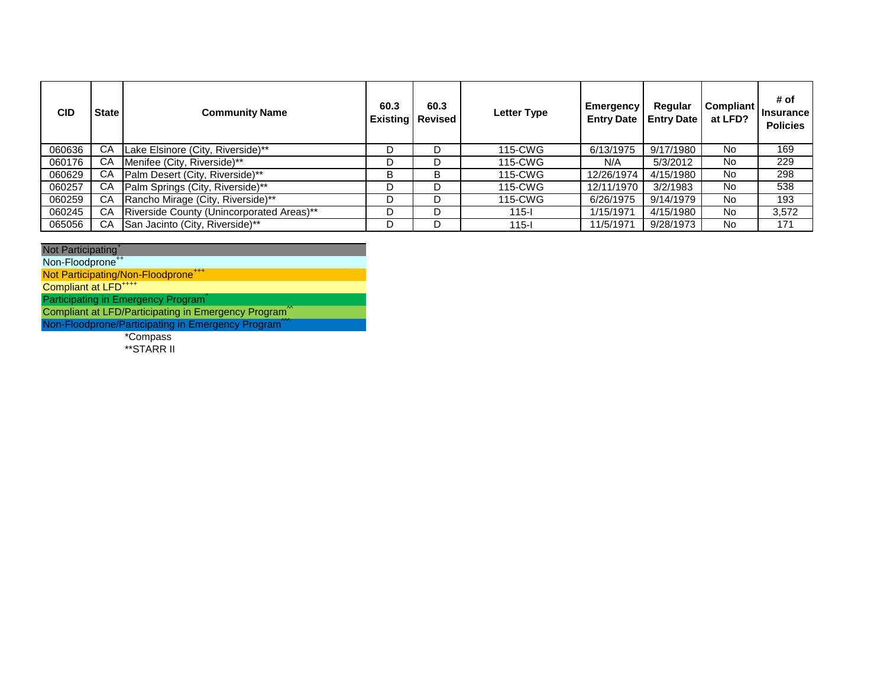| CID | State | Community Name | 60.3 Existing | 60.3 Revised | Letter Type | Emergency Entry Date | Regular Entry Date | Compliant at LFD? | # of Insurance Policies |
|---|---|---|---|---|---|---|---|---|---|
| 060636 | CA | Lake Elsinore (City, Riverside)** | D | D | 115-CWG | 6/13/1975 | 9/17/1980 | No | 169 |
| 060176 | CA | Menifee (City, Riverside)** | D | D | 115-CWG | N/A | 5/3/2012 | No | 229 |
| 060629 | CA | Palm Desert (City, Riverside)** | B | B | 115-CWG | 12/26/1974 | 4/15/1980 | No | 298 |
| 060257 | CA | Palm Springs (City, Riverside)** | D | D | 115-CWG | 12/11/1970 | 3/2/1983 | No | 538 |
| 060259 | CA | Rancho Mirage (City, Riverside)** | D | D | 115-CWG | 6/26/1975 | 9/14/1979 | No | 193 |
| 060245 | CA | Riverside County (Unincorporated Areas)** | D | D | 115-I | 1/15/1971 | 4/15/1980 | No | 3,572 |
| 065056 | CA | San Jacinto (City, Riverside)** | D | D | 115-I | 11/5/1971 | 9/28/1973 | No | 171 |

Not Participating+

Non-Floodprone++

Not Participating/Non-Floodprone+++

Compliant at LFD++++

Participating in Emergency Program^

Compliant at LFD/Participating in Emergency Program^^

Non-Floodprone/Participating in Emergency Program^^^

*Compass

**STARR II